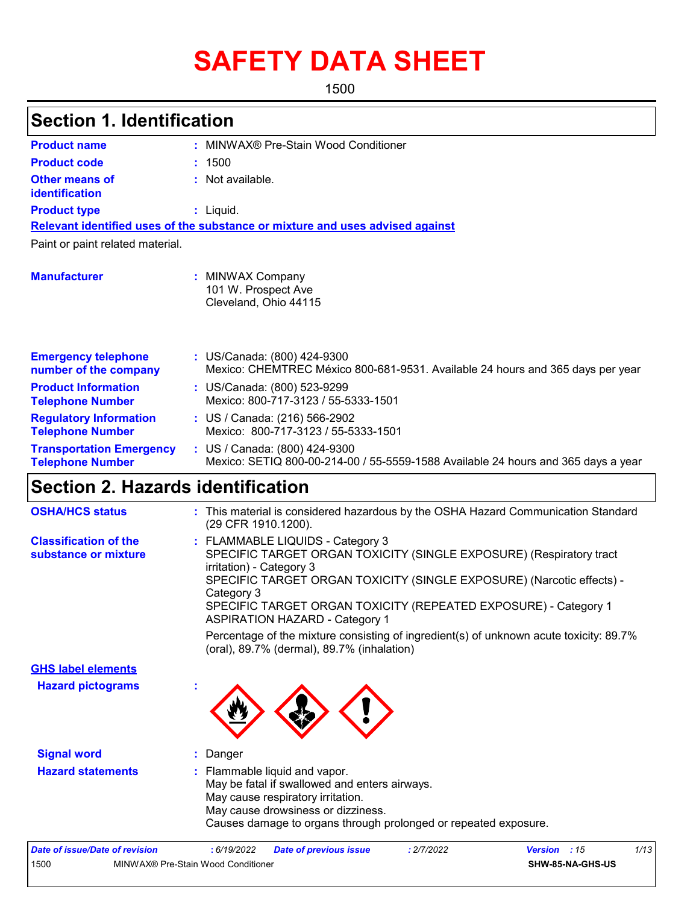# SAFETY DATA SHEET

1500

## Section 1. Identification

**Product name** : MINWAX® Pre-Stain Wood Conditioner

**Product code** : 1500

**Other means of identification** : Not available.

**Product type** : Liquid.

**Relevant identified uses of the substance or mixture and uses advised against**

Paint or paint related material.

**Manufacturer** : MINWAX Company
101 W. Prospect Ave
Cleveland, Ohio 44115

**Emergency telephone number of the company** : US/Canada: (800) 424-9300
Mexico: CHEMTREC México 800-681-9531. Available 24 hours and 365 days per year

**Product Information Telephone Number** : US/Canada: (800) 523-9299
Mexico: 800-717-3123 / 55-5333-1501

**Regulatory Information Telephone Number** : US / Canada: (216) 566-2902
Mexico: 800-717-3123 / 55-5333-1501

**Transportation Emergency Telephone Number** : US / Canada: (800) 424-9300
Mexico: SETIQ 800-00-214-00 / 55-5559-1588 Available 24 hours and 365 days a year

## Section 2. Hazards identification

**OSHA/HCS status** : This material is considered hazardous by the OSHA Hazard Communication Standard (29 CFR 1910.1200).

**Classification of the substance or mixture** : FLAMMABLE LIQUIDS - Category 3
SPECIFIC TARGET ORGAN TOXICITY (SINGLE EXPOSURE) (Respiratory tract irritation) - Category 3
SPECIFIC TARGET ORGAN TOXICITY (SINGLE EXPOSURE) (Narcotic effects) - Category 3
SPECIFIC TARGET ORGAN TOXICITY (REPEATED EXPOSURE) - Category 1
ASPIRATION HAZARD - Category 1

Percentage of the mixture consisting of ingredient(s) of unknown acute toxicity: 89.7% (oral), 89.7% (dermal), 89.7% (inhalation)

**GHS label elements**

**Hazard pictograms** :

**Signal word** : Danger

**Hazard statements** : Flammable liquid and vapor.
May be fatal if swallowed and enters airways.
May cause respiratory irritation.
May cause drowsiness or dizziness.
Causes damage to organs through prolonged or repeated exposure.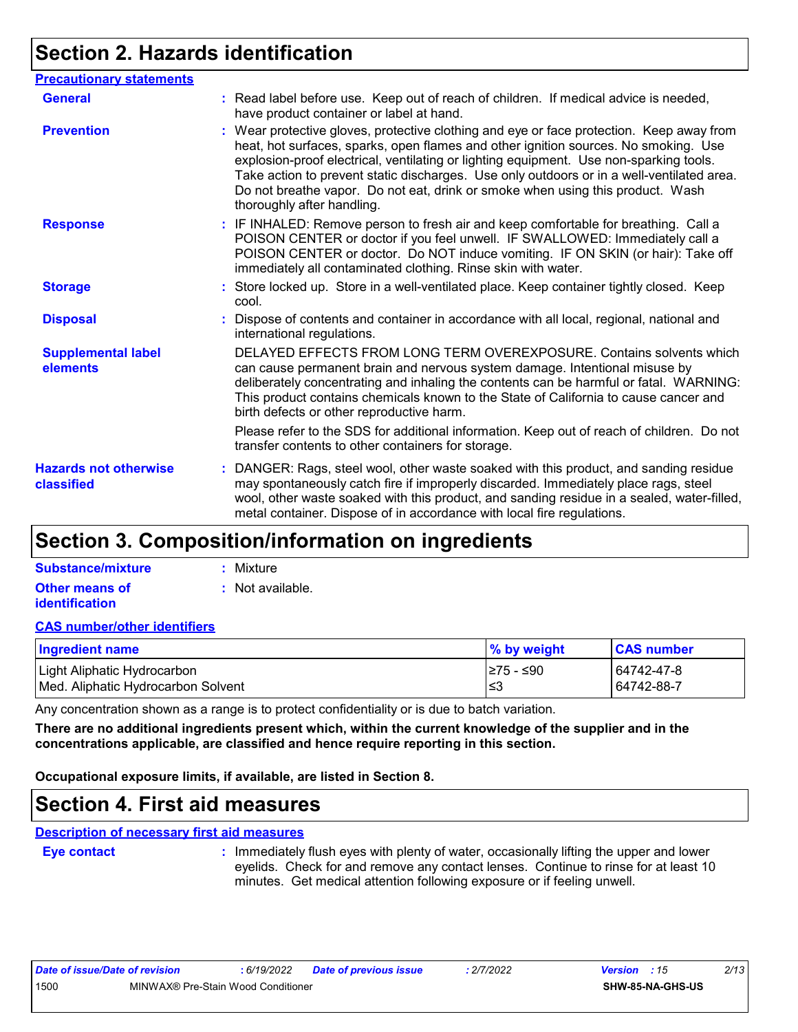## Section 2. Hazards identification

**Precautionary statements**

**General** : Read label before use. Keep out of reach of children. If medical advice is needed, have product container or label at hand.

**Prevention** : Wear protective gloves, protective clothing and eye or face protection. Keep away from heat, hot surfaces, sparks, open flames and other ignition sources. No smoking. Use explosion-proof electrical, ventilating or lighting equipment. Use non-sparking tools. Take action to prevent static discharges. Use only outdoors or in a well-ventilated area. Do not breathe vapor. Do not eat, drink or smoke when using this product. Wash thoroughly after handling.

**Response** : IF INHALED: Remove person to fresh air and keep comfortable for breathing. Call a POISON CENTER or doctor if you feel unwell. IF SWALLOWED: Immediately call a POISON CENTER or doctor. Do NOT induce vomiting. IF ON SKIN (or hair): Take off immediately all contaminated clothing. Rinse skin with water.

**Storage** : Store locked up. Store in a well-ventilated place. Keep container tightly closed. Keep cool.

**Disposal** : Dispose of contents and container in accordance with all local, regional, national and international regulations.

**Supplemental label elements**

DELAYED EFFECTS FROM LONG TERM OVEREXPOSURE. Contains solvents which can cause permanent brain and nervous system damage. Intentional misuse by deliberately concentrating and inhaling the contents can be harmful or fatal. WARNING: This product contains chemicals known to the State of California to cause cancer and birth defects or other reproductive harm.

Please refer to the SDS for additional information. Keep out of reach of children. Do not transfer contents to other containers for storage.

**Hazards not otherwise classified** : DANGER: Rags, steel wool, other waste soaked with this product, and sanding residue may spontaneously catch fire if improperly discarded. Immediately place rags, steel wool, other waste soaked with this product, and sanding residue in a sealed, water-filled, metal container. Dispose of in accordance with local fire regulations.

## Section 3. Composition/information on ingredients

**Substance/mixture** : Mixture

**Other means of identification** : Not available.

**CAS number/other identifiers**

| Ingredient name | % by weight | CAS number |
|---|---|---|
| Light Aliphatic Hydrocarbon | ≥75 - ≤90 | 64742-47-8 |
| Med. Aliphatic Hydrocarbon Solvent | ≤3 | 64742-88-7 |

Any concentration shown as a range is to protect confidentiality or is due to batch variation.

**There are no additional ingredients present which, within the current knowledge of the supplier and in the concentrations applicable, are classified and hence require reporting in this section.**

**Occupational exposure limits, if available, are listed in Section 8.**

## Section 4. First aid measures

**Description of necessary first aid measures**

**Eye contact** : Immediately flush eyes with plenty of water, occasionally lifting the upper and lower eyelids. Check for and remove any contact lenses. Continue to rinse for at least 10 minutes. Get medical attention following exposure or if feeling unwell.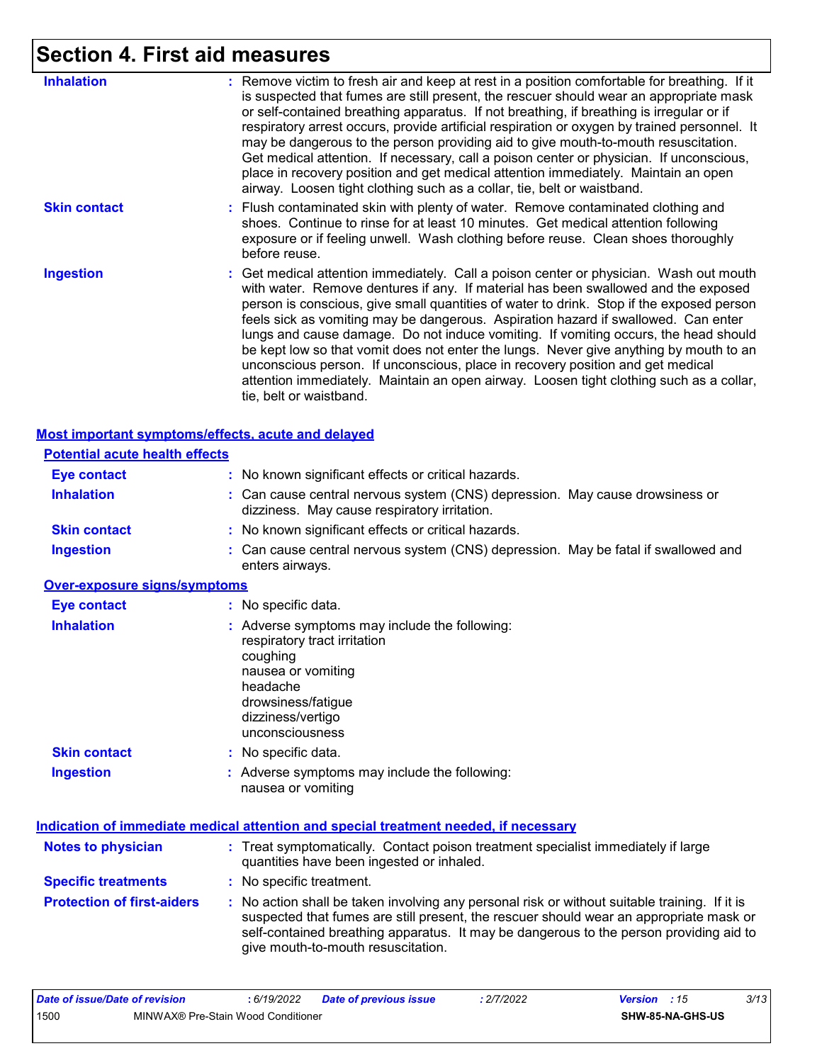# Section 4. First aid measures

**Inhalation** : Remove victim to fresh air and keep at rest in a position comfortable for breathing. If it is suspected that fumes are still present, the rescuer should wear an appropriate mask or self-contained breathing apparatus. If not breathing, if breathing is irregular or if respiratory arrest occurs, provide artificial respiration or oxygen by trained personnel. It may be dangerous to the person providing aid to give mouth-to-mouth resuscitation. Get medical attention. If necessary, call a poison center or physician. If unconscious, place in recovery position and get medical attention immediately. Maintain an open airway. Loosen tight clothing such as a collar, tie, belt or waistband.

**Skin contact** : Flush contaminated skin with plenty of water. Remove contaminated clothing and shoes. Continue to rinse for at least 10 minutes. Get medical attention following exposure or if feeling unwell. Wash clothing before reuse. Clean shoes thoroughly before reuse.

**Ingestion** : Get medical attention immediately. Call a poison center or physician. Wash out mouth with water. Remove dentures if any. If material has been swallowed and the exposed person is conscious, give small quantities of water to drink. Stop if the exposed person feels sick as vomiting may be dangerous. Aspiration hazard if swallowed. Can enter lungs and cause damage. Do not induce vomiting. If vomiting occurs, the head should be kept low so that vomit does not enter the lungs. Never give anything by mouth to an unconscious person. If unconscious, place in recovery position and get medical attention immediately. Maintain an open airway. Loosen tight clothing such as a collar, tie, belt or waistband.

## Most important symptoms/effects, acute and delayed

### Potential acute health effects

**Eye contact** : No known significant effects or critical hazards.

**Inhalation** : Can cause central nervous system (CNS) depression. May cause drowsiness or dizziness. May cause respiratory irritation.

**Skin contact** : No known significant effects or critical hazards.

**Ingestion** : Can cause central nervous system (CNS) depression. May be fatal if swallowed and enters airways.

### Over-exposure signs/symptoms

**Eye contact** : No specific data.

**Inhalation** : Adverse symptoms may include the following:
respiratory tract irritation
coughing
nausea or vomiting
headache
drowsiness/fatigue
dizziness/vertigo
unconsciousness

**Skin contact** : No specific data.

**Ingestion** : Adverse symptoms may include the following:
nausea or vomiting

## Indication of immediate medical attention and special treatment needed, if necessary

**Notes to physician** : Treat symptomatically. Contact poison treatment specialist immediately if large quantities have been ingested or inhaled.

**Specific treatments** : No specific treatment.

**Protection of first-aiders** : No action shall be taken involving any personal risk or without suitable training. If it is suspected that fumes are still present, the rescuer should wear an appropriate mask or self-contained breathing apparatus. It may be dangerous to the person providing aid to give mouth-to-mouth resuscitation.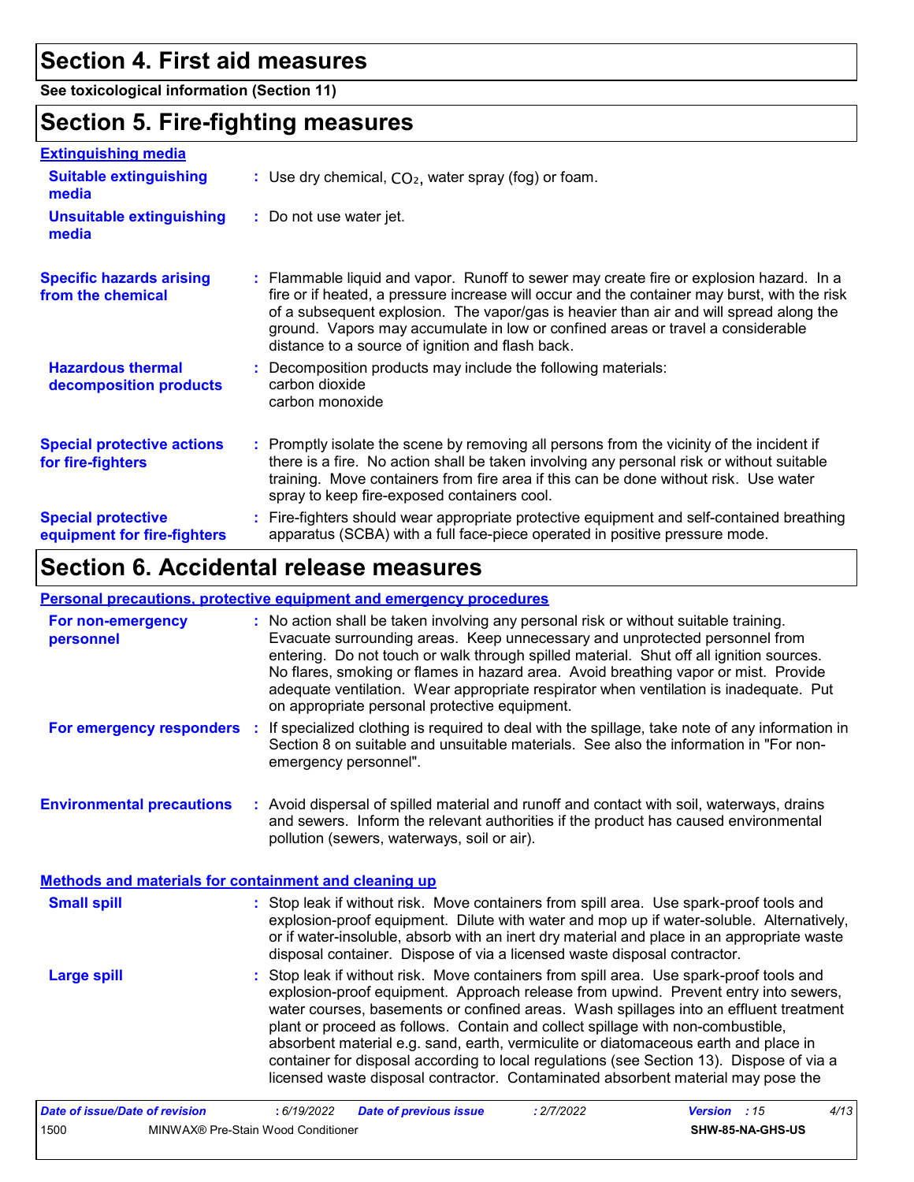## Section 4. First aid measures

**See toxicological information (Section 11)**

## Section 5. Fire-fighting measures

### Extinguishing media

**Suitable extinguishing media** : Use dry chemical, $CO_2$, water spray (fog) or foam.

**Unsuitable extinguishing media** : Do not use water jet.

**Specific hazards arising from the chemical** : Flammable liquid and vapor. Runoff to sewer may create fire or explosion hazard. In a fire or if heated, a pressure increase will occur and the container may burst, with the risk of a subsequent explosion. The vapor/gas is heavier than air and will spread along the ground. Vapors may accumulate in low or confined areas or travel a considerable distance to a source of ignition and flash back.

**Hazardous thermal decomposition products** : Decomposition products may include the following materials:
carbon dioxide
carbon monoxide

**Special protective actions for fire-fighters** : Promptly isolate the scene by removing all persons from the vicinity of the incident if there is a fire. No action shall be taken involving any personal risk or without suitable training. Move containers from fire area if this can be done without risk. Use water spray to keep fire-exposed containers cool.

**Special protective equipment for fire-fighters** : Fire-fighters should wear appropriate protective equipment and self-contained breathing apparatus (SCBA) with a full face-piece operated in positive pressure mode.

## Section 6. Accidental release measures

### Personal precautions, protective equipment and emergency procedures

**For non-emergency personnel** : No action shall be taken involving any personal risk or without suitable training. Evacuate surrounding areas. Keep unnecessary and unprotected personnel from entering. Do not touch or walk through spilled material. Shut off all ignition sources. No flares, smoking or flames in hazard area. Avoid breathing vapor or mist. Provide adequate ventilation. Wear appropriate respirator when ventilation is inadequate. Put on appropriate personal protective equipment.

**For emergency responders** : If specialized clothing is required to deal with the spillage, take note of any information in Section 8 on suitable and unsuitable materials. See also the information in "For non-emergency personnel".

**Environmental precautions** : Avoid dispersal of spilled material and runoff and contact with soil, waterways, drains and sewers. Inform the relevant authorities if the product has caused environmental pollution (sewers, waterways, soil or air).

### Methods and materials for containment and cleaning up

**Small spill** : Stop leak if without risk. Move containers from spill area. Use spark-proof tools and explosion-proof equipment. Dilute with water and mop up if water-soluble. Alternatively, or if water-insoluble, absorb with an inert dry material and place in an appropriate waste disposal container. Dispose of via a licensed waste disposal contractor.

**Large spill** : Stop leak if without risk. Move containers from spill area. Use spark-proof tools and explosion-proof equipment. Approach release from upwind. Prevent entry into sewers, water courses, basements or confined areas. Wash spillages into an effluent treatment plant or proceed as follows. Contain and collect spillage with non-combustible, absorbent material e.g. sand, earth, vermiculite or diatomaceous earth and place in container for disposal according to local regulations (see Section 13). Dispose of via a licensed waste disposal contractor. Contaminated absorbent material may pose the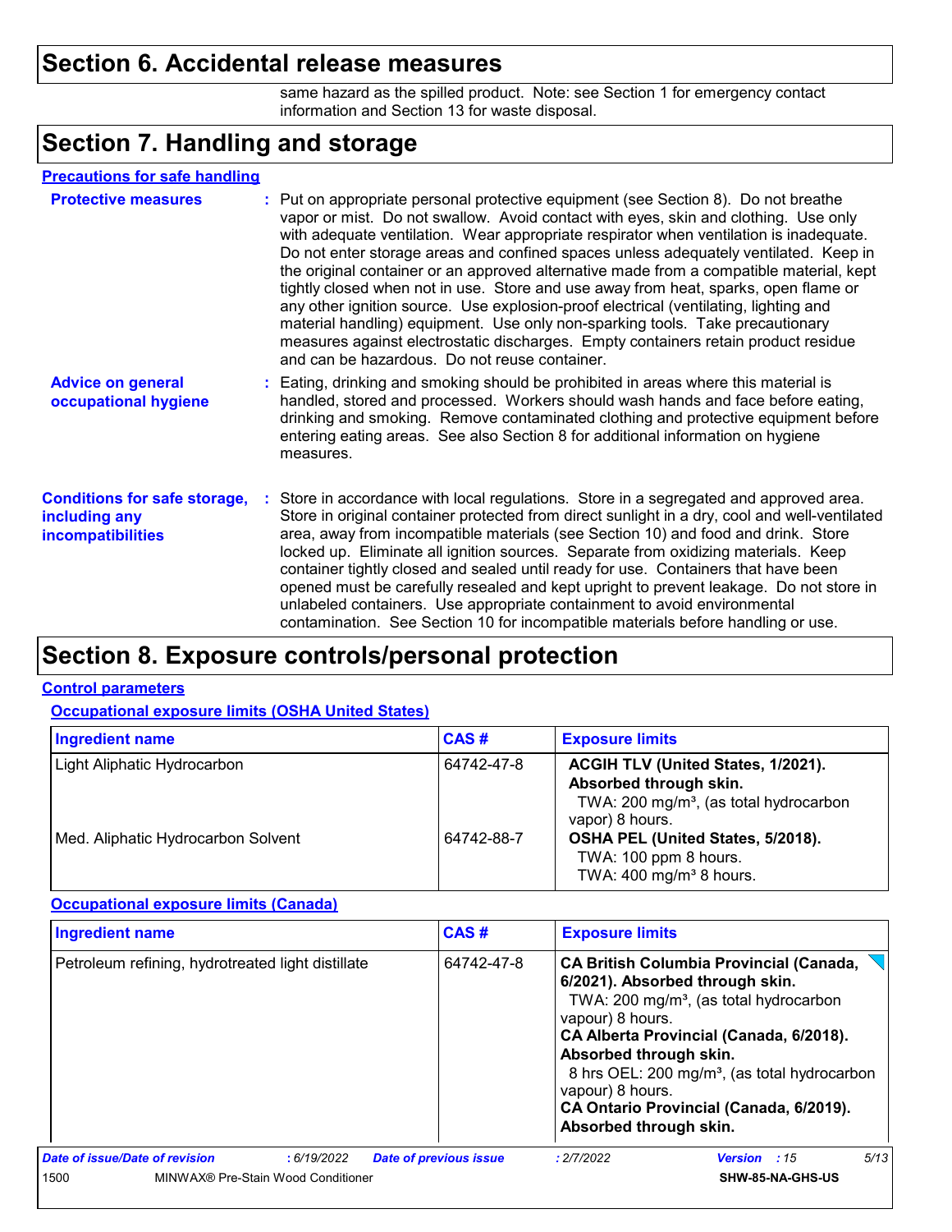## Section 6. Accidental release measures

same hazard as the spilled product. Note: see Section 1 for emergency contact information and Section 13 for waste disposal.

## Section 7. Handling and storage

### Precautions for safe handling

**Protective measures** : Put on appropriate personal protective equipment (see Section 8). Do not breathe vapor or mist. Do not swallow. Avoid contact with eyes, skin and clothing. Use only with adequate ventilation. Wear appropriate respirator when ventilation is inadequate. Do not enter storage areas and confined spaces unless adequately ventilated. Keep in the original container or an approved alternative made from a compatible material, kept tightly closed when not in use. Store and use away from heat, sparks, open flame or any other ignition source. Use explosion-proof electrical (ventilating, lighting and material handling) equipment. Use only non-sparking tools. Take precautionary measures against electrostatic discharges. Empty containers retain product residue and can be hazardous. Do not reuse container.

**Advice on general occupational hygiene** : Eating, drinking and smoking should be prohibited in areas where this material is handled, stored and processed. Workers should wash hands and face before eating, drinking and smoking. Remove contaminated clothing and protective equipment before entering eating areas. See also Section 8 for additional information on hygiene measures.

**Conditions for safe storage, including any incompatibilities** : Store in accordance with local regulations. Store in a segregated and approved area. Store in original container protected from direct sunlight in a dry, cool and well-ventilated area, away from incompatible materials (see Section 10) and food and drink. Store locked up. Eliminate all ignition sources. Separate from oxidizing materials. Keep container tightly closed and sealed until ready for use. Containers that have been opened must be carefully resealed and kept upright to prevent leakage. Do not store in unlabeled containers. Use appropriate containment to avoid environmental contamination. See Section 10 for incompatible materials before handling or use.

## Section 8. Exposure controls/personal protection

### Control parameters

#### Occupational exposure limits (OSHA United States)

| Ingredient name | CAS # | Exposure limits |
|---|---|---|
| Light Aliphatic Hydrocarbon | 64742-47-8 | **ACGIH TLV (United States, 1/2021). Absorbed through skin.**<br>TWA: 200 mg/m³, (as total hydrocarbon vapor) 8 hours. |
| Med. Aliphatic Hydrocarbon Solvent | 64742-88-7 | **OSHA PEL (United States, 5/2018).**<br>TWA: 100 ppm 8 hours.<br>TWA: 400 mg/m³ 8 hours. |

#### Occupational exposure limits (Canada)

| Ingredient name | CAS # | Exposure limits |
|---|---|---|
| Petroleum refining, hydrotreated light distillate | 64742-47-8 | **CA British Columbia Provincial (Canada, 6/2021). Absorbed through skin.**<br>TWA: 200 mg/m³, (as total hydrocarbon vapour) 8 hours.<br>**CA Alberta Provincial (Canada, 6/2018). Absorbed through skin.**<br>8 hrs OEL: 200 mg/m³, (as total hydrocarbon vapour) 8 hours.<br>**CA Ontario Provincial (Canada, 6/2019). Absorbed through skin.** |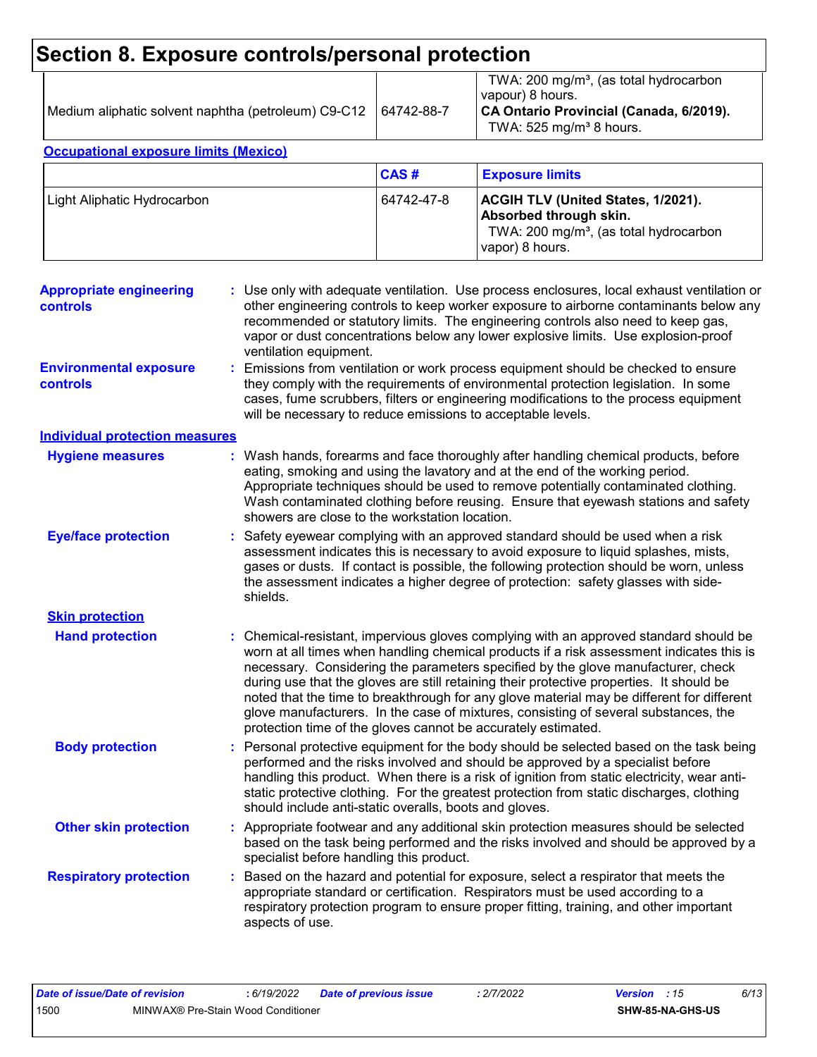# Section 8. Exposure controls/personal protection

| | | |
|---|---|---|
| Medium aliphatic solvent naphtha (petroleum) C9-C12 | 64742-88-7 | TWA: 200 mg/m³, (as total hydrocarbon vapour) 8 hours. **CA Ontario Provincial (Canada, 6/2019).** TWA: 525 mg/m³ 8 hours. |

**Occupational exposure limits (Mexico)**

| | CAS # | Exposure limits |
|---|---|---|
| Light Aliphatic Hydrocarbon | 64742-47-8 | **ACGIH TLV (United States, 1/2021). Absorbed through skin.** TWA: 200 mg/m³, (as total hydrocarbon vapor) 8 hours. |

**Appropriate engineering controls** : Use only with adequate ventilation. Use process enclosures, local exhaust ventilation or other engineering controls to keep worker exposure to airborne contaminants below any recommended or statutory limits. The engineering controls also need to keep gas, vapor or dust concentrations below any lower explosive limits. Use explosion-proof ventilation equipment.

**Environmental exposure controls** : Emissions from ventilation or work process equipment should be checked to ensure they comply with the requirements of environmental protection legislation. In some cases, fume scrubbers, filters or engineering modifications to the process equipment will be necessary to reduce emissions to acceptable levels.

**Individual protection measures**

**Hygiene measures** : Wash hands, forearms and face thoroughly after handling chemical products, before eating, smoking and using the lavatory and at the end of the working period. Appropriate techniques should be used to remove potentially contaminated clothing. Wash contaminated clothing before reusing. Ensure that eyewash stations and safety showers are close to the workstation location.

**Eye/face protection** : Safety eyewear complying with an approved standard should be used when a risk assessment indicates this is necessary to avoid exposure to liquid splashes, mists, gases or dusts. If contact is possible, the following protection should be worn, unless the assessment indicates a higher degree of protection: safety glasses with side-shields.

**Skin protection**

**Hand protection** : Chemical-resistant, impervious gloves complying with an approved standard should be worn at all times when handling chemical products if a risk assessment indicates this is necessary. Considering the parameters specified by the glove manufacturer, check during use that the gloves are still retaining their protective properties. It should be noted that the time to breakthrough for any glove material may be different for different glove manufacturers. In the case of mixtures, consisting of several substances, the protection time of the gloves cannot be accurately estimated.

**Body protection** : Personal protective equipment for the body should be selected based on the task being performed and the risks involved and should be approved by a specialist before handling this product. When there is a risk of ignition from static electricity, wear anti-static protective clothing. For the greatest protection from static discharges, clothing should include anti-static overalls, boots and gloves.

**Other skin protection** : Appropriate footwear and any additional skin protection measures should be selected based on the task being performed and the risks involved and should be approved by a specialist before handling this product.

**Respiratory protection** : Based on the hazard and potential for exposure, select a respirator that meets the appropriate standard or certification. Respirators must be used according to a respiratory protection program to ensure proper fitting, training, and other important aspects of use.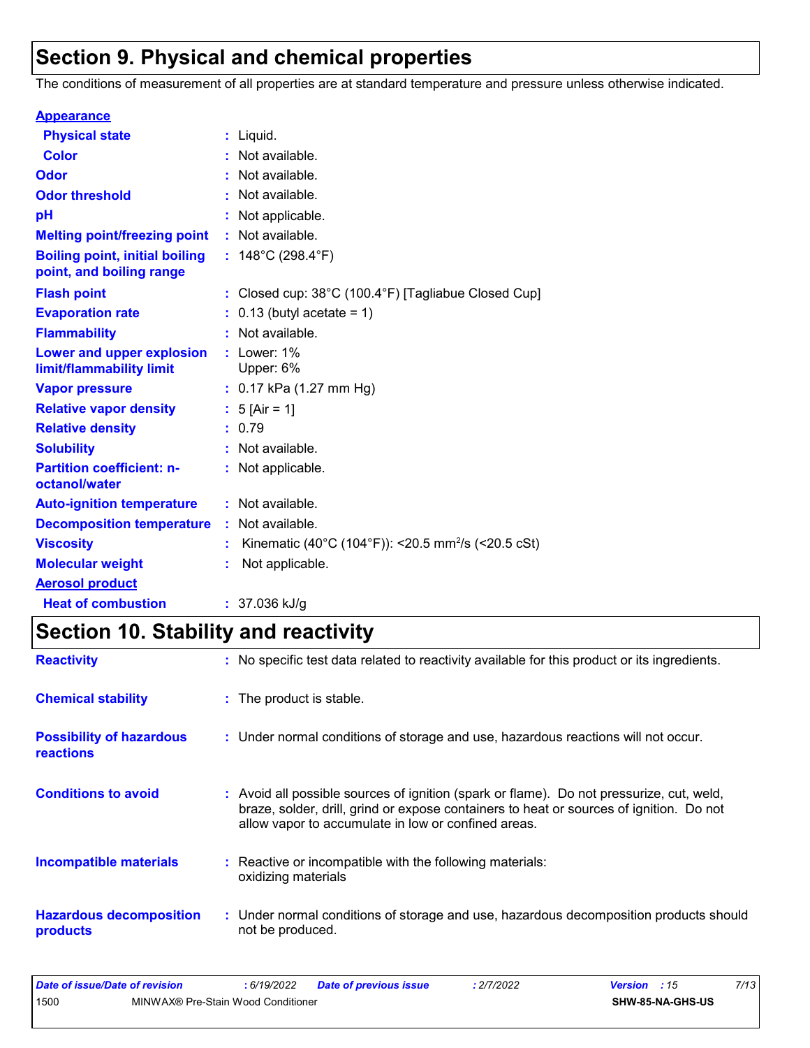# Section 9. Physical and chemical properties

The conditions of measurement of all properties are at standard temperature and pressure unless otherwise indicated.

**Appearance**

| | |
|---|---|
| **Physical state** | : Liquid. |
| **Color** | : Not available. |
| **Odor** | : Not available. |
| **Odor threshold** | : Not available. |
| **pH** | : Not applicable. |
| **Melting point/freezing point** | : Not available. |
| **Boiling point, initial boiling point, and boiling range** | : 148°C (298.4°F) |
| **Flash point** | : Closed cup: 38°C (100.4°F) [Tagliabue Closed Cup] |
| **Evaporation rate** | : 0.13 (butyl acetate = 1) |
| **Flammability** | : Not available. |
| **Lower and upper explosion limit/flammability limit** | : Lower: 1% Upper: 6% |
| **Vapor pressure** | : 0.17 kPa (1.27 mm Hg) |
| **Relative vapor density** | : 5 [Air = 1] |
| **Relative density** | : 0.79 |
| **Solubility** | : Not available. |
| **Partition coefficient: n-octanol/water** | : Not applicable. |
| **Auto-ignition temperature** | : Not available. |
| **Decomposition temperature** | : Not available. |
| **Viscosity** | : Kinematic (40°C (104°F)): <20.5 $mm^2/s$ (<20.5 cSt) |
| **Molecular weight** | : Not applicable. |

**Aerosol product**

| | |
|---|---|
| **Heat of combustion** | : 37.036 kJ/g |

# Section 10. Stability and reactivity

| | |
|---|---|
| **Reactivity** | : No specific test data related to reactivity available for this product or its ingredients. |
| **Chemical stability** | : The product is stable. |
| **Possibility of hazardous reactions** | : Under normal conditions of storage and use, hazardous reactions will not occur. |
| **Conditions to avoid** | : Avoid all possible sources of ignition (spark or flame). Do not pressurize, cut, weld, braze, solder, drill, grind or expose containers to heat or sources of ignition. Do not allow vapor to accumulate in low or confined areas. |
| **Incompatible materials** | : Reactive or incompatible with the following materials: oxidizing materials |
| **Hazardous decomposition products** | : Under normal conditions of storage and use, hazardous decomposition products should not be produced. |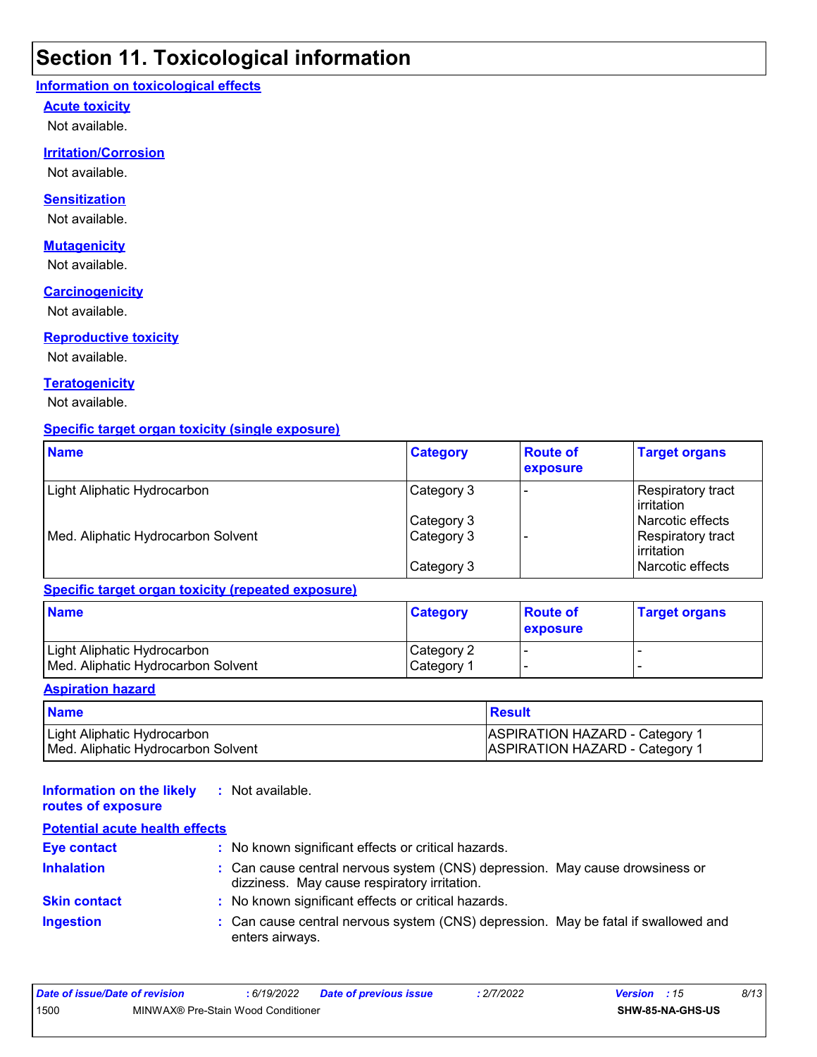# Section 11. Toxicological information

## Information on toxicological effects

### Acute toxicity

Not available.

### Irritation/Corrosion

Not available.

### Sensitization

Not available.

### Mutagenicity

Not available.

### Carcinogenicity

Not available.

### Reproductive toxicity

Not available.

### Teratogenicity

Not available.

### Specific target organ toxicity (single exposure)

| Name | Category | Route of exposure | Target organs |
|---|---|---|---|
| Light Aliphatic Hydrocarbon | Category 3 | - | Respiratory tract irritation |
| | Category 3 | | Narcotic effects |
| Med. Aliphatic Hydrocarbon Solvent | Category 3 | - | Respiratory tract irritation |
| | Category 3 | | Narcotic effects |

### Specific target organ toxicity (repeated exposure)

| Name | Category | Route of exposure | Target organs |
|---|---|---|---|
| Light Aliphatic Hydrocarbon | Category 2 | - | - |
| Med. Aliphatic Hydrocarbon Solvent | Category 1 | - | - |

### Aspiration hazard

| Name | Result |
|---|---|
| Light Aliphatic Hydrocarbon | ASPIRATION HAZARD - Category 1 |
| Med. Aliphatic Hydrocarbon Solvent | ASPIRATION HAZARD - Category 1 |

**Information on the likely routes of exposure** : Not available.

### Potential acute health effects

**Eye contact** : No known significant effects or critical hazards.

**Inhalation** : Can cause central nervous system (CNS) depression. May cause drowsiness or dizziness. May cause respiratory irritation.

**Skin contact** : No known significant effects or critical hazards.

**Ingestion** : Can cause central nervous system (CNS) depression. May be fatal if swallowed and enters airways.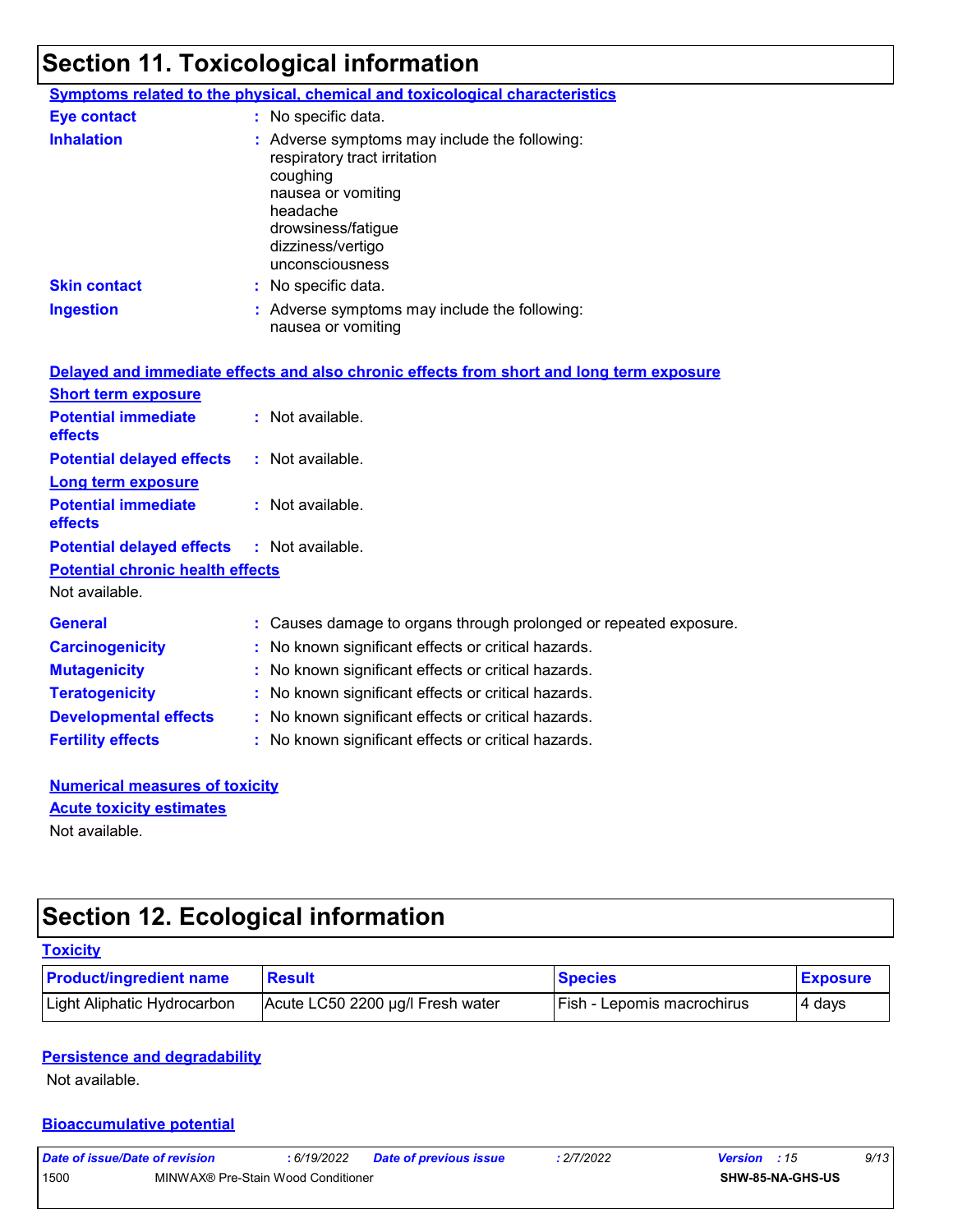# Section 11. Toxicological information

### Symptoms related to the physical, chemical and toxicological characteristics

**Eye contact** : No specific data.

**Inhalation** : Adverse symptoms may include the following:
respiratory tract irritation
coughing
nausea or vomiting
headache
drowsiness/fatigue
dizziness/vertigo
unconsciousness

**Skin contact** : No specific data.

**Ingestion** : Adverse symptoms may include the following:
nausea or vomiting

### Delayed and immediate effects and also chronic effects from short and long term exposure

#### Short term exposure

**Potential immediate effects** : Not available.

**Potential delayed effects** : Not available.

#### Long term exposure

**Potential immediate effects** : Not available.

**Potential delayed effects** : Not available.

#### Potential chronic health effects

Not available.

**General** : Causes damage to organs through prolonged or repeated exposure.

**Carcinogenicity** : No known significant effects or critical hazards.

**Mutagenicity** : No known significant effects or critical hazards.

**Teratogenicity** : No known significant effects or critical hazards.

**Developmental effects** : No known significant effects or critical hazards.

**Fertility effects** : No known significant effects or critical hazards.

### Numerical measures of toxicity

#### Acute toxicity estimates

Not available.

# Section 12. Ecological information

### Toxicity

| Product/ingredient name | Result | Species | Exposure |
| --- | --- | --- | --- |
| Light Aliphatic Hydrocarbon | Acute LC50 2200 µg/l Fresh water | Fish - Lepomis macrochirus | 4 days |

### Persistence and degradability

Not available.

### Bioaccumulative potential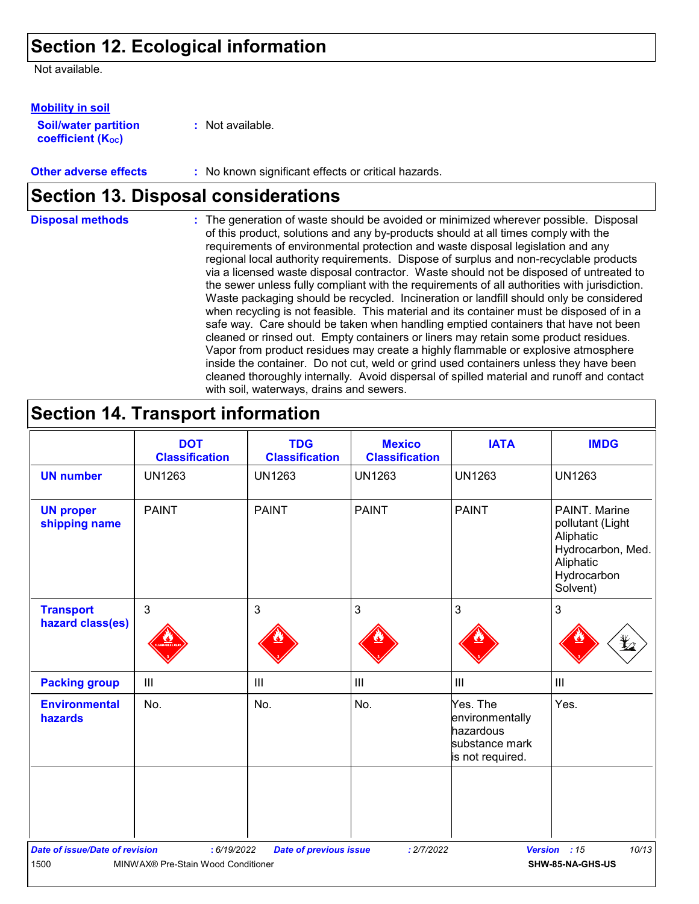## Section 12. Ecological information

Not available.

**Mobility in soil**

**Soil/water partition coefficient ($K_{OC}$)** : Not available.

**Other adverse effects** : No known significant effects or critical hazards.

## Section 13. Disposal considerations

**Disposal methods** : The generation of waste should be avoided or minimized wherever possible. Disposal of this product, solutions and any by-products should at all times comply with the requirements of environmental protection and waste disposal legislation and any regional local authority requirements. Dispose of surplus and non-recyclable products via a licensed waste disposal contractor. Waste should not be disposed of untreated to the sewer unless fully compliant with the requirements of all authorities with jurisdiction. Waste packaging should be recycled. Incineration or landfill should only be considered when recycling is not feasible. This material and its container must be disposed of in a safe way. Care should be taken when handling emptied containers that have not been cleaned or rinsed out. Empty containers or liners may retain some product residues. Vapor from product residues may create a highly flammable or explosive atmosphere inside the container. Do not cut, weld or grind used containers unless they have been cleaned thoroughly internally. Avoid dispersal of spilled material and runoff and contact with soil, waterways, drains and sewers.

## Section 14. Transport information

| | DOT Classification | TDG Classification | Mexico Classification | IATA | IMDG |
|---|---|---|---|---|---|
| **UN number** | UN1263 | UN1263 | UN1263 | UN1263 | UN1263 |
| **UN proper shipping name** | PAINT | PAINT | PAINT | PAINT | PAINT. Marine pollutant (Light Aliphatic Hydrocarbon, Med. Aliphatic Hydrocarbon Solvent) |
| **Transport hazard class(es)** | 3 | 3 | 3 | 3 | 3 |
| **Packing group** | III | III | III | III | III |
| **Environmental hazards** | No. | No. | No. | Yes. The environmentally hazardous substance mark is not required. | Yes. |
| | | | | | |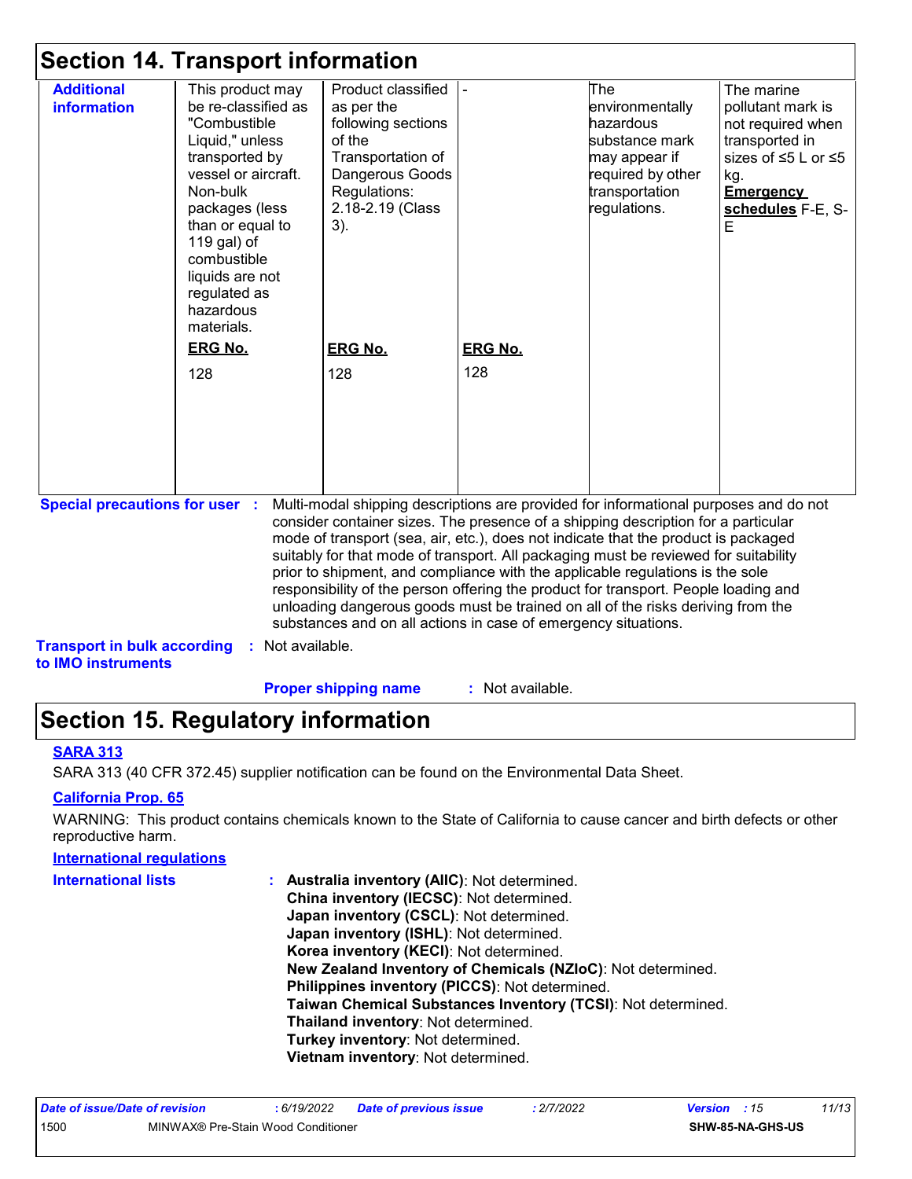# Section 14. Transport information

| Additional information | This product may be re-classified as "Combustible Liquid," unless transported by vessel or aircraft. Non-bulk packages (less than or equal to 119 gal) of combustible liquids are not regulated as hazardous materials. **ERG No.** 128 | Product classified as per the following sections of the Transportation of Dangerous Goods Regulations: 2.18-2.19 (Class 3). **ERG No.** 128 | - **ERG No.** 128 | The environmentally hazardous substance mark may appear if required by other transportation regulations. | The marine pollutant mark is not required when transported in sizes of ≤5 L or ≤5 kg. **Emergency schedules** F-E, S-E |
|---|---|---|---|---|---|

**Special precautions for user** : Multi-modal shipping descriptions are provided for informational purposes and do not consider container sizes. The presence of a shipping description for a particular mode of transport (sea, air, etc.), does not indicate that the product is packaged suitably for that mode of transport. All packaging must be reviewed for suitability prior to shipment, and compliance with the applicable regulations is the sole responsibility of the person offering the product for transport. People loading and unloading dangerous goods must be trained on all of the risks deriving from the substances and on all actions in case of emergency situations.

**Transport in bulk according to IMO instruments** : Not available.

**Proper shipping name** : Not available.

# Section 15. Regulatory information

**SARA 313**

SARA 313 (40 CFR 372.45) supplier notification can be found on the Environmental Data Sheet.

**California Prop. 65**

WARNING: This product contains chemicals known to the State of California to cause cancer and birth defects or other reproductive harm.

**International regulations**

**International lists** :
**Australia inventory (AIIC)**: Not determined.
**China inventory (IECSC)**: Not determined.
**Japan inventory (CSCL)**: Not determined.
**Japan inventory (ISHL)**: Not determined.
**Korea inventory (KECI)**: Not determined.
**New Zealand Inventory of Chemicals (NZIoC)**: Not determined.
**Philippines inventory (PICCS)**: Not determined.
**Taiwan Chemical Substances Inventory (TCSI)**: Not determined.
**Thailand inventory**: Not determined.
**Turkey inventory**: Not determined.
**Vietnam inventory**: Not determined.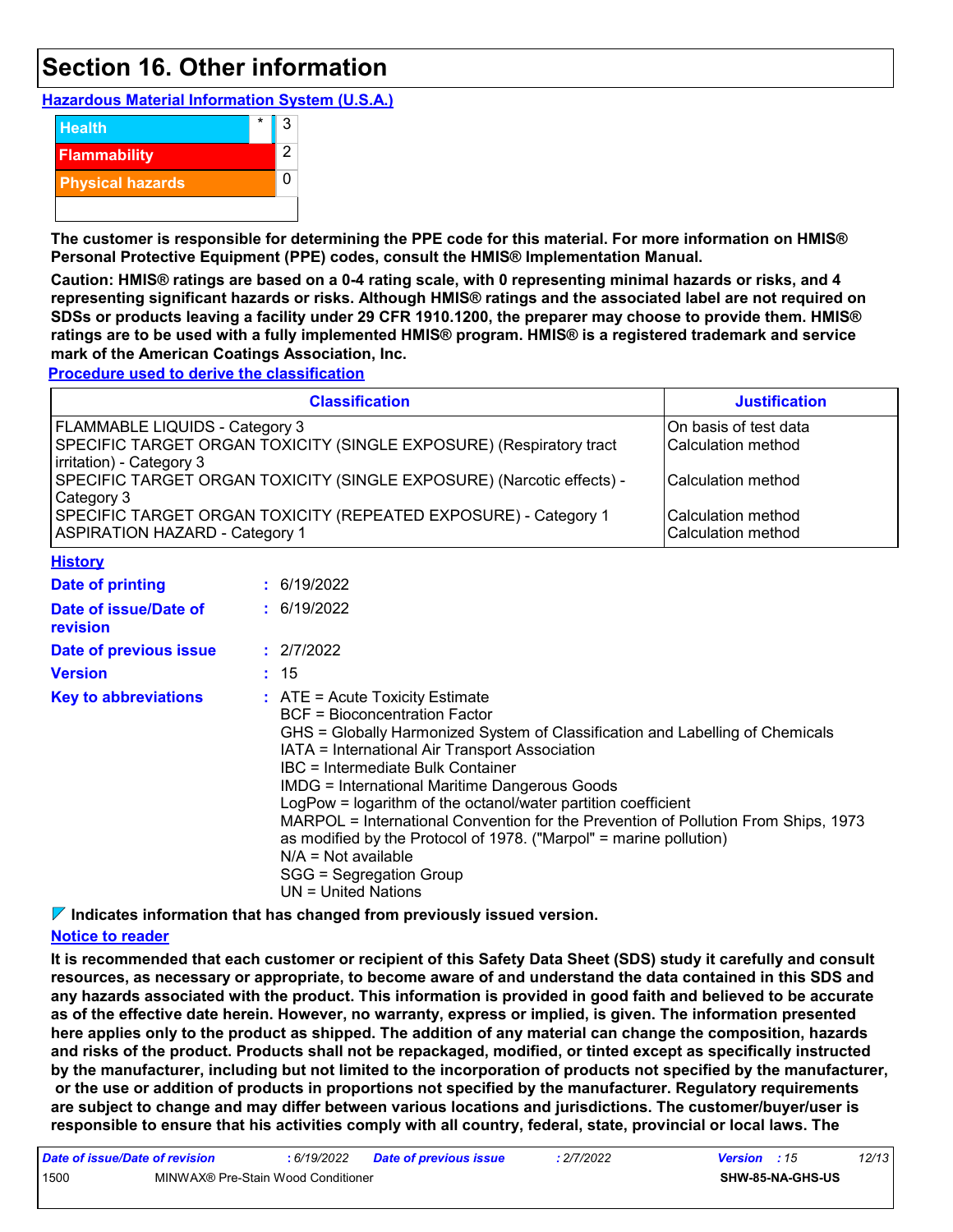# Section 16. Other information

**Hazardous Material Information System (U.S.A.)**

| | | |
|---|---|---|
| Health | * | 3 |
| Flammability | | 2 |
| Physical hazards | | 0 |

**The customer is responsible for determining the PPE code for this material. For more information on HMIS® Personal Protective Equipment (PPE) codes, consult the HMIS® Implementation Manual.**

**Caution: HMIS® ratings are based on a 0-4 rating scale, with 0 representing minimal hazards or risks, and 4 representing significant hazards or risks. Although HMIS® ratings and the associated label are not required on SDSs or products leaving a facility under 29 CFR 1910.1200, the preparer may choose to provide them. HMIS® ratings are to be used with a fully implemented HMIS® program. HMIS® is a registered trademark and service mark of the American Coatings Association, Inc.**

**Procedure used to derive the classification**

| Classification | Justification |
|---|---|
| FLAMMABLE LIQUIDS - Category 3 | On basis of test data |
| SPECIFIC TARGET ORGAN TOXICITY (SINGLE EXPOSURE) (Respiratory tract irritation) - Category 3 | Calculation method |
| SPECIFIC TARGET ORGAN TOXICITY (SINGLE EXPOSURE) (Narcotic effects) - Category 3 | Calculation method |
| SPECIFIC TARGET ORGAN TOXICITY (REPEATED EXPOSURE) - Category 1 | Calculation method |
| ASPIRATION HAZARD - Category 1 | Calculation method |

**History**

**Date of printing** : 6/19/2022

**Date of issue/Date of revision** : 6/19/2022

**Date of previous issue** : 2/7/2022

**Version** : 15

**Key to abbreviations** : ATE = Acute Toxicity Estimate
BCF = Bioconcentration Factor
GHS = Globally Harmonized System of Classification and Labelling of Chemicals
IATA = International Air Transport Association
IBC = Intermediate Bulk Container
IMDG = International Maritime Dangerous Goods
LogPow = logarithm of the octanol/water partition coefficient
MARPOL = International Convention for the Prevention of Pollution From Ships, 1973 as modified by the Protocol of 1978. ("Marpol" = marine pollution)
N/A = Not available
SGG = Segregation Group
UN = United Nations

**Indicates information that has changed from previously issued version.**

**Notice to reader**

**It is recommended that each customer or recipient of this Safety Data Sheet (SDS) study it carefully and consult resources, as necessary or appropriate, to become aware of and understand the data contained in this SDS and any hazards associated with the product. This information is provided in good faith and believed to be accurate as of the effective date herein. However, no warranty, express or implied, is given. The information presented here applies only to the product as shipped. The addition of any material can change the composition, hazards and risks of the product. Products shall not be repackaged, modified, or tinted except as specifically instructed by the manufacturer, including but not limited to the incorporation of products not specified by the manufacturer, or the use or addition of products in proportions not specified by the manufacturer. Regulatory requirements are subject to change and may differ between various locations and jurisdictions. The customer/buyer/user is responsible to ensure that his activities comply with all country, federal, state, provincial or local laws. The**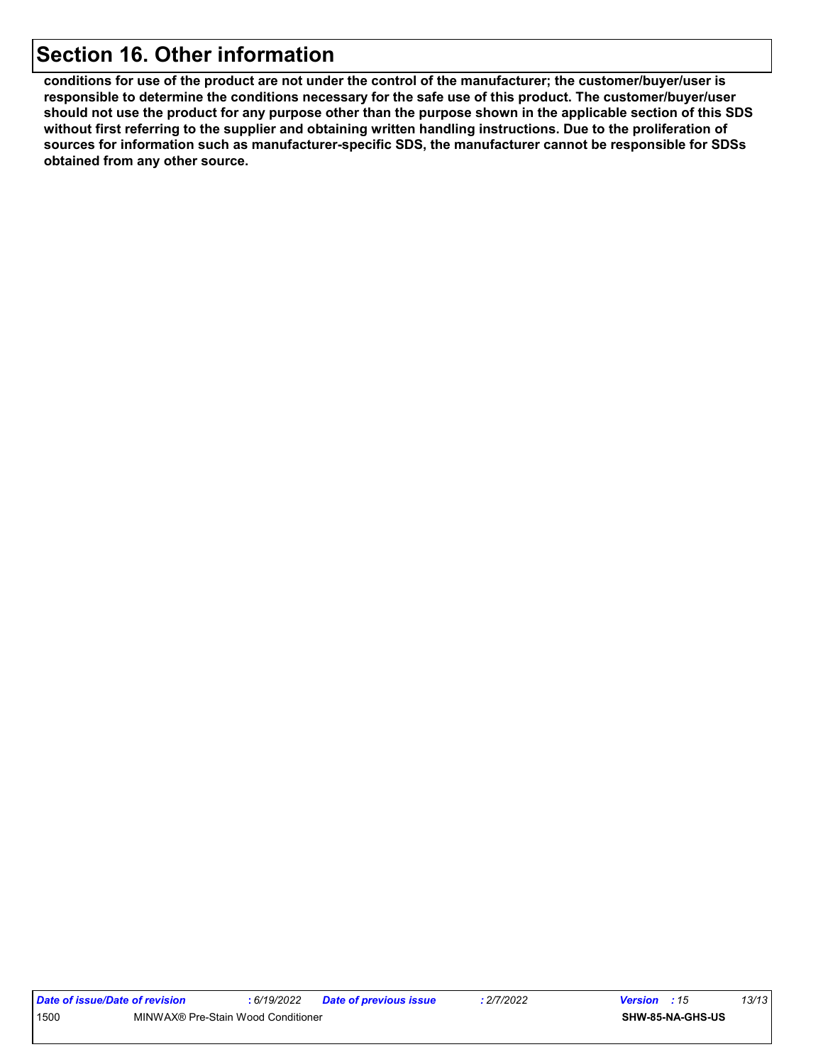# Section 16. Other information

**conditions for use of the product are not under the control of the manufacturer; the customer/buyer/user is responsible to determine the conditions necessary for the safe use of this product. The customer/buyer/user should not use the product for any purpose other than the purpose shown in the applicable section of this SDS without first referring to the supplier and obtaining written handling instructions. Due to the proliferation of sources for information such as manufacturer-specific SDS, the manufacturer cannot be responsible for SDSs obtained from any other source.**